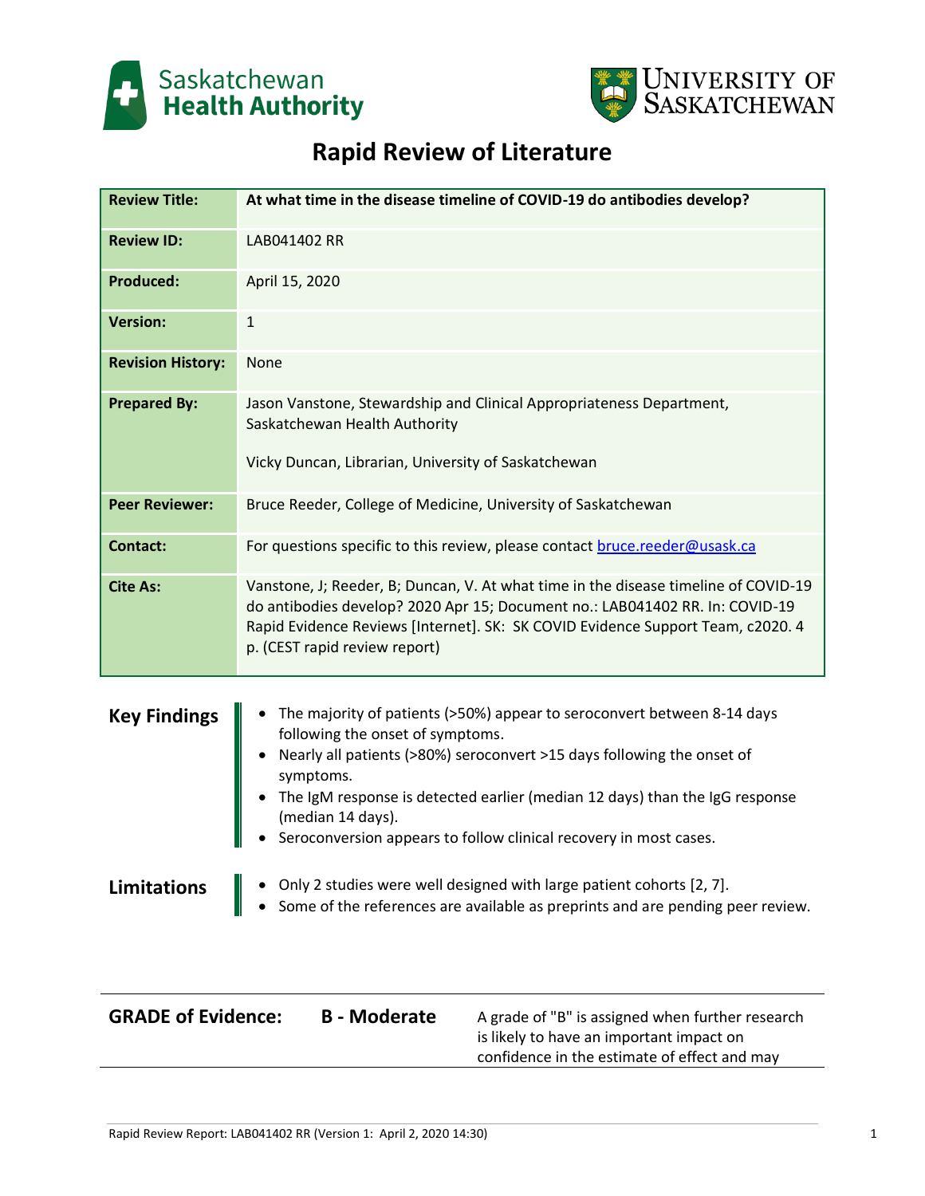# Rapid Review of Literature

| | |
|---|---|
| **Review Title:** | **At what time in the disease timeline of COVID-19 do antibodies develop?** |
| **Review ID:** | LAB041402 RR |
| **Produced:** | April 15, 2020 |
| **Version:** | 1 |
| **Revision History:** | None |
| **Prepared By:** | Jason Vanstone, Stewardship and Clinical Appropriateness Department, Saskatchewan Health Authority<br><br>Vicky Duncan, Librarian, University of Saskatchewan |
| **Peer Reviewer:** | Bruce Reeder, College of Medicine, University of Saskatchewan |
| **Contact:** | For questions specific to this review, please contact bruce.reeder@usask.ca |
| **Cite As:** | Vanstone, J; Reeder, B; Duncan, V. At what time in the disease timeline of COVID-19 do antibodies develop? 2020 Apr 15; Document no.: LAB041402 RR. In: COVID-19 Rapid Evidence Reviews [Internet]. SK: SK COVID Evidence Support Team, c2020. 4 p. (CEST rapid review report) |

## Key Findings

- The majority of patients (>50%) appear to seroconvert between 8-14 days following the onset of symptoms.
- Nearly all patients (>80%) seroconvert >15 days following the onset of symptoms.
- The IgM response is detected earlier (median 12 days) than the IgG response (median 14 days).
- Seroconversion appears to follow clinical recovery in most cases.

## Limitations

- Only 2 studies were well designed with large patient cohorts [2, 7].
- Some of the references are available as preprints and are pending peer review.

| **GRADE of Evidence:** | **B - Moderate** | A grade of "B" is assigned when further research is likely to have an important impact on confidence in the estimate of effect and may |
|---|---|---|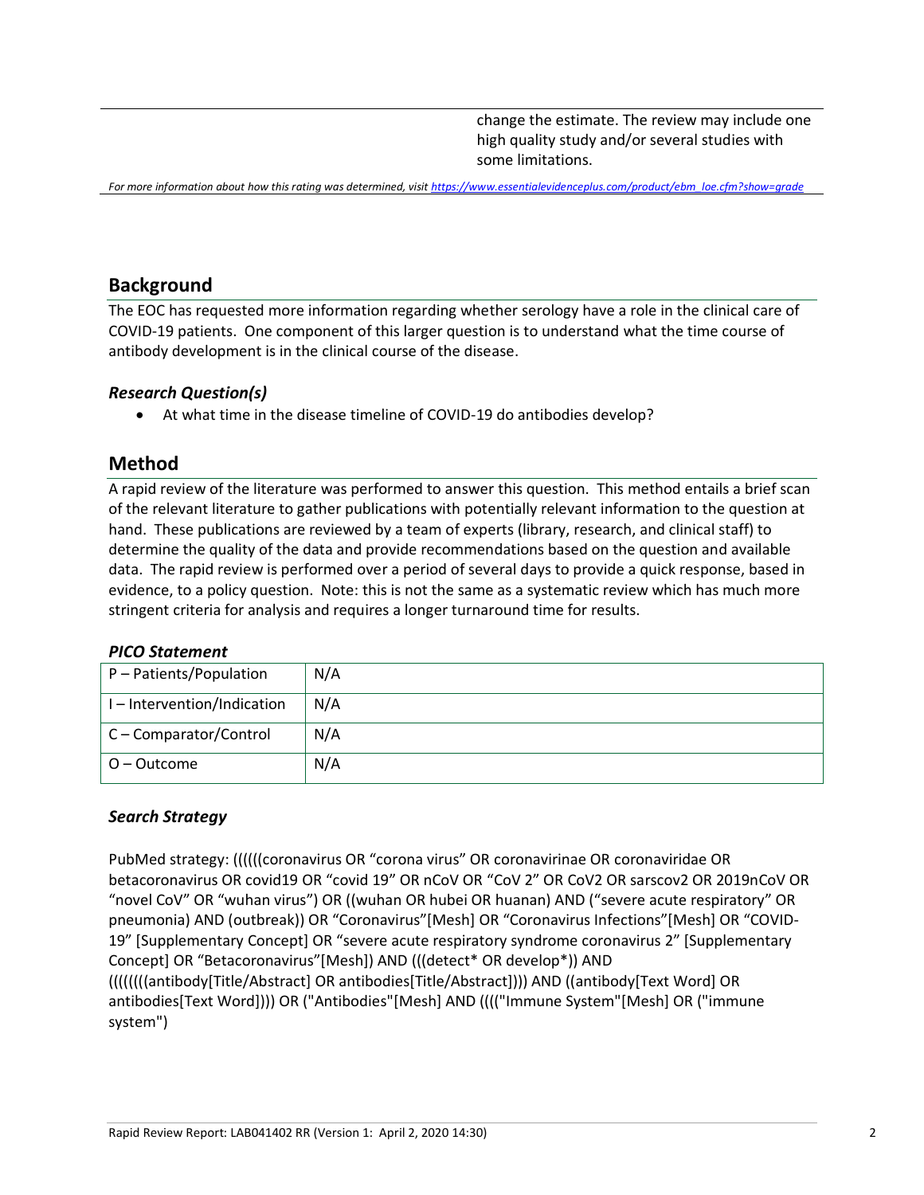| | change the estimate. The review may include one high quality study and/or several studies with some limitations. |
|---|---|

*For more information about how this rating was determined, visit https://www.essentialevidenceplus.com/product/ebm_loe.cfm?show=grade*

## Background

The EOC has requested more information regarding whether serology have a role in the clinical care of COVID-19 patients. One component of this larger question is to understand what the time course of antibody development is in the clinical course of the disease.

### *Research Question(s)*

- At what time in the disease timeline of COVID-19 do antibodies develop?

## Method

A rapid review of the literature was performed to answer this question. This method entails a brief scan of the relevant literature to gather publications with potentially relevant information to the question at hand. These publications are reviewed by a team of experts (library, research, and clinical staff) to determine the quality of the data and provide recommendations based on the question and available data. The rapid review is performed over a period of several days to provide a quick response, based in evidence, to a policy question. Note: this is not the same as a systematic review which has much more stringent criteria for analysis and requires a longer turnaround time for results.

### *PICO Statement*

| P – Patients/Population | N/A |
|---|---|
| I – Intervention/Indication | N/A |
| C – Comparator/Control | N/A |
| O – Outcome | N/A |

### *Search Strategy*

PubMed strategy: ((((((coronavirus OR “corona virus” OR coronavirinae OR coronaviridae OR betacoronavirus OR covid19 OR “covid 19” OR nCoV OR “CoV 2” OR CoV2 OR sarscov2 OR 2019nCoV OR “novel CoV” OR “wuhan virus”) OR ((wuhan OR hubei OR huanan) AND (“severe acute respiratory” OR pneumonia) AND (outbreak)) OR “Coronavirus”[Mesh] OR “Coronavirus Infections”[Mesh] OR “COVID-19” [Supplementary Concept] OR “severe acute respiratory syndrome coronavirus 2” [Supplementary Concept] OR “Betacoronavirus”[Mesh]) AND (((detect* OR develop*)) AND ((((((((antibody[Title/Abstract] OR antibodies[Title/Abstract]))) AND ((antibody[Text Word] OR antibodies[Text Word]))) OR ("Antibodies"[Mesh] AND (((("Immune System"[Mesh] OR ("immune system")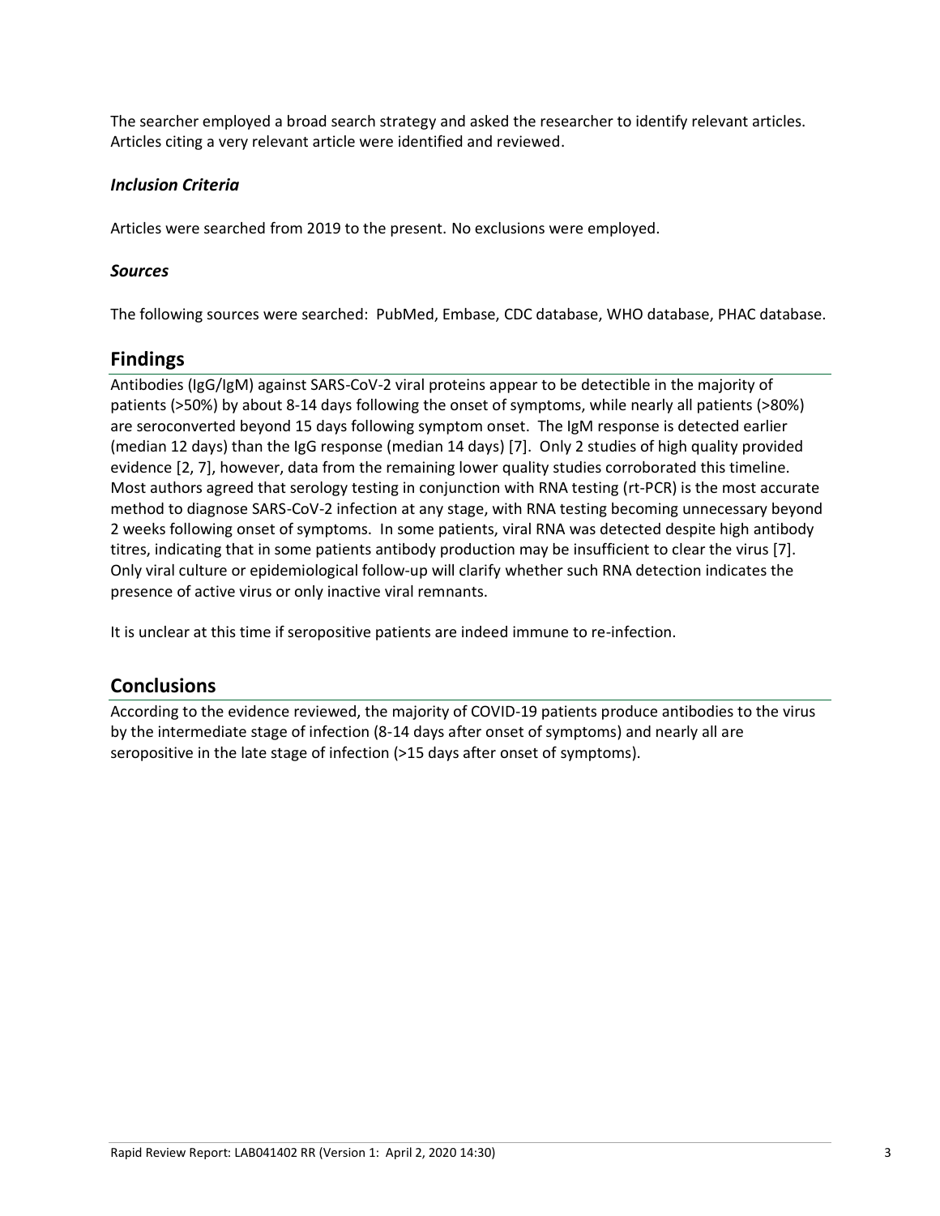The searcher employed a broad search strategy and asked the researcher to identify relevant articles. Articles citing a very relevant article were identified and reviewed.

### *Inclusion Criteria*

Articles were searched from 2019 to the present. No exclusions were employed.

### *Sources*

The following sources were searched: PubMed, Embase, CDC database, WHO database, PHAC database.

## Findings

Antibodies (IgG/IgM) against SARS-CoV-2 viral proteins appear to be detectible in the majority of patients (>50%) by about 8-14 days following the onset of symptoms, while nearly all patients (>80%) are seroconverted beyond 15 days following symptom onset. The IgM response is detected earlier (median 12 days) than the IgG response (median 14 days) [7]. Only 2 studies of high quality provided evidence [2, 7], however, data from the remaining lower quality studies corroborated this timeline. Most authors agreed that serology testing in conjunction with RNA testing (rt-PCR) is the most accurate method to diagnose SARS-CoV-2 infection at any stage, with RNA testing becoming unnecessary beyond 2 weeks following onset of symptoms. In some patients, viral RNA was detected despite high antibody titres, indicating that in some patients antibody production may be insufficient to clear the virus [7]. Only viral culture or epidemiological follow-up will clarify whether such RNA detection indicates the presence of active virus or only inactive viral remnants.

It is unclear at this time if seropositive patients are indeed immune to re-infection.

## Conclusions

According to the evidence reviewed, the majority of COVID-19 patients produce antibodies to the virus by the intermediate stage of infection (8-14 days after onset of symptoms) and nearly all are seropositive in the late stage of infection (>15 days after onset of symptoms).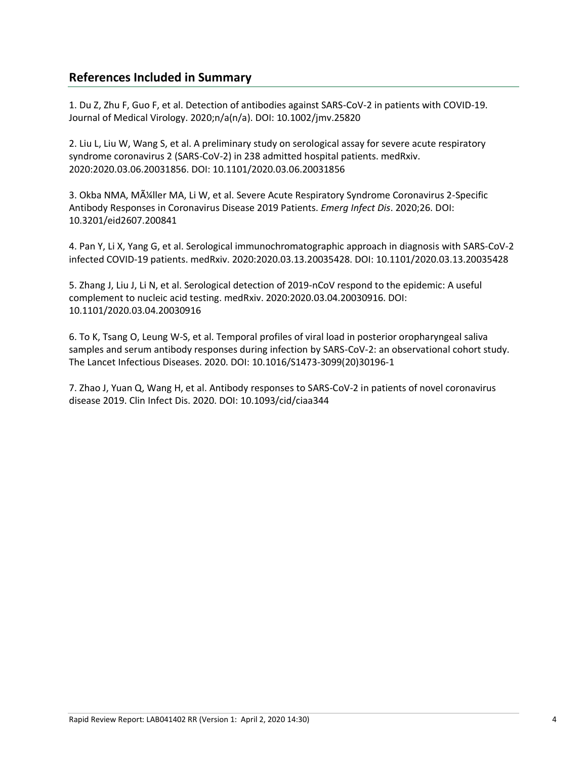## References Included in Summary

1. Du Z, Zhu F, Guo F, et al. Detection of antibodies against SARS-CoV-2 in patients with COVID-19. Journal of Medical Virology. 2020;n/a(n/a). DOI: 10.1002/jmv.25820

2. Liu L, Liu W, Wang S, et al. A preliminary study on serological assay for severe acute respiratory syndrome coronavirus 2 (SARS-CoV-2) in 238 admitted hospital patients. medRxiv. 2020:2020.03.06.20031856. DOI: 10.1101/2020.03.06.20031856

3. Okba NMA, MÃ¼ller MA, Li W, et al. Severe Acute Respiratory Syndrome Coronavirus 2-Specific Antibody Responses in Coronavirus Disease 2019 Patients. *Emerg Infect Dis*. 2020;26. DOI: 10.3201/eid2607.200841

4. Pan Y, Li X, Yang G, et al. Serological immunochromatographic approach in diagnosis with SARS-CoV-2 infected COVID-19 patients. medRxiv. 2020:2020.03.13.20035428. DOI: 10.1101/2020.03.13.20035428

5. Zhang J, Liu J, Li N, et al. Serological detection of 2019-nCoV respond to the epidemic: A useful complement to nucleic acid testing. medRxiv. 2020:2020.03.04.20030916. DOI: 10.1101/2020.03.04.20030916

6. To K, Tsang O, Leung W-S, et al. Temporal profiles of viral load in posterior oropharyngeal saliva samples and serum antibody responses during infection by SARS-CoV-2: an observational cohort study. The Lancet Infectious Diseases. 2020. DOI: 10.1016/S1473-3099(20)30196-1

7. Zhao J, Yuan Q, Wang H, et al. Antibody responses to SARS-CoV-2 in patients of novel coronavirus disease 2019. Clin Infect Dis. 2020. DOI: 10.1093/cid/ciaa344